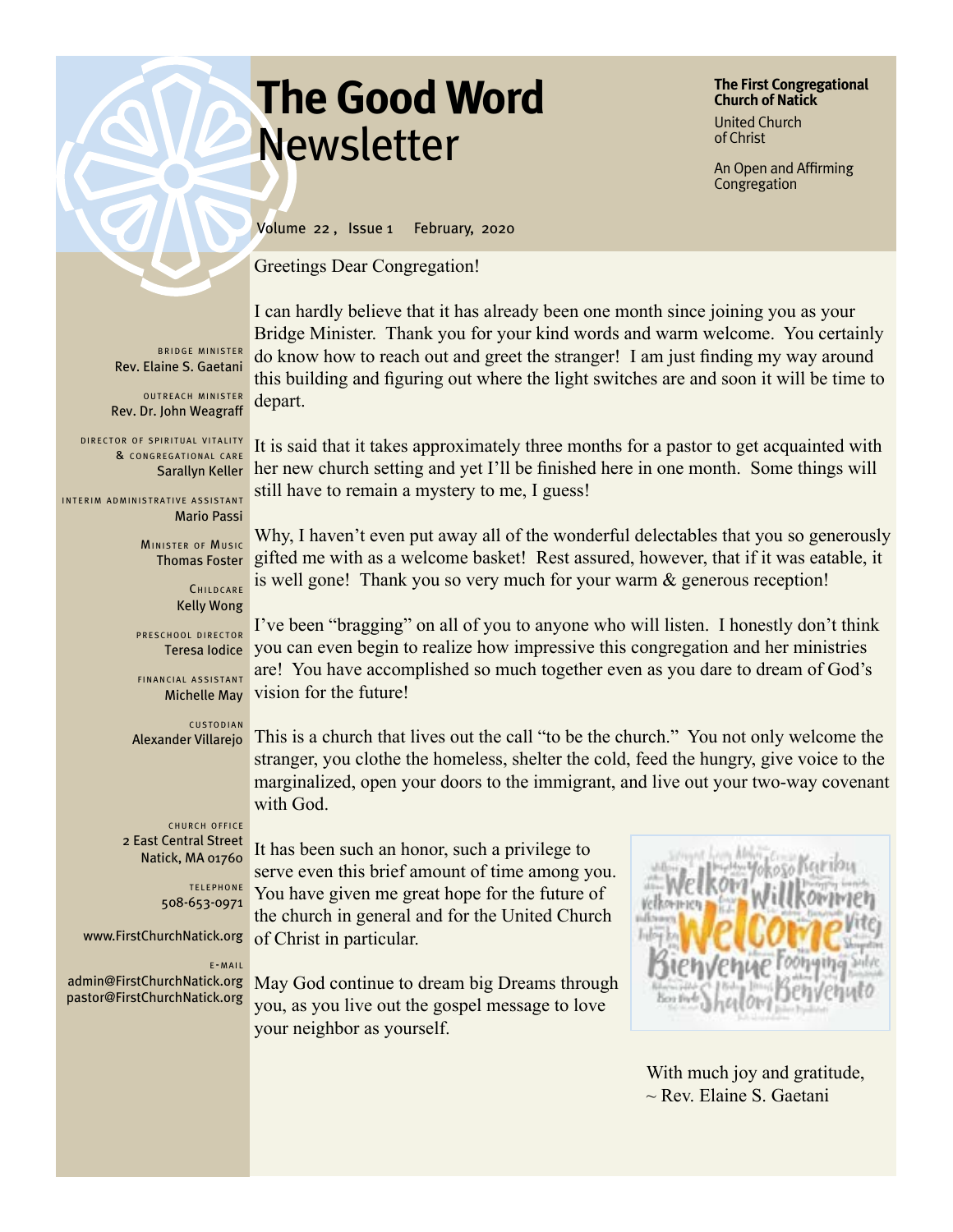# The Good Word Newsletter

**The First Congregational Church of Natick**

United Church of Christ

An Open and Affirming Congregation

Volume 22, Issue 1 February, 2020

BRIDGE MINISTER
Rev. Elaine S. Gaetani

OUTREACH MINISTER
Rev. Dr. John Weagraff

DIRECTOR OF SPIRITUAL VITALITY & CONGREGATIONAL CARE
Sarallyn Keller

INTERIM ADMINISTRATIVE ASSISTANT
Mario Passi

MINISTER OF MUSIC
Thomas Foster

CHILDCARE
Kelly Wong

PRESCHOOL DIRECTOR
Teresa Iodice

FINANCIAL ASSISTANT
Michelle May

CUSTODIAN
Alexander Villarejo

CHURCH OFFICE
2 East Central Street
Natick, MA 01760

TELEPHONE
508-653-0971

www.FirstChurchNatick.org

E-MAIL
admin@FirstChurchNatick.org
pastor@FirstChurchNatick.org

Greetings Dear Congregation!

I can hardly believe that it has already been one month since joining you as your Bridge Minister. Thank you for your kind words and warm welcome. You certainly do know how to reach out and greet the stranger! I am just finding my way around this building and figuring out where the light switches are and soon it will be time to depart.

It is said that it takes approximately three months for a pastor to get acquainted with her new church setting and yet I'll be finished here in one month. Some things will still have to remain a mystery to me, I guess!

Why, I haven't even put away all of the wonderful delectables that you so generously gifted me with as a welcome basket! Rest assured, however, that if it was eatable, it is well gone! Thank you so very much for your warm & generous reception!

I've been "bragging" on all of you to anyone who will listen. I honestly don't think you can even begin to realize how impressive this congregation and her ministries are! You have accomplished so much together even as you dare to dream of God's vision for the future!

This is a church that lives out the call "to be the church." You not only welcome the stranger, you clothe the homeless, shelter the cold, feed the hungry, give voice to the marginalized, open your doors to the immigrant, and live out your two-way covenant with God.

It has been such an honor, such a privilege to serve even this brief amount of time among you. You have given me great hope for the future of the church in general and for the United Church of Christ in particular.

May God continue to dream big Dreams through you, as you live out the gospel message to love your neighbor as yourself.

With much joy and gratitude,
~ Rev. Elaine S. Gaetani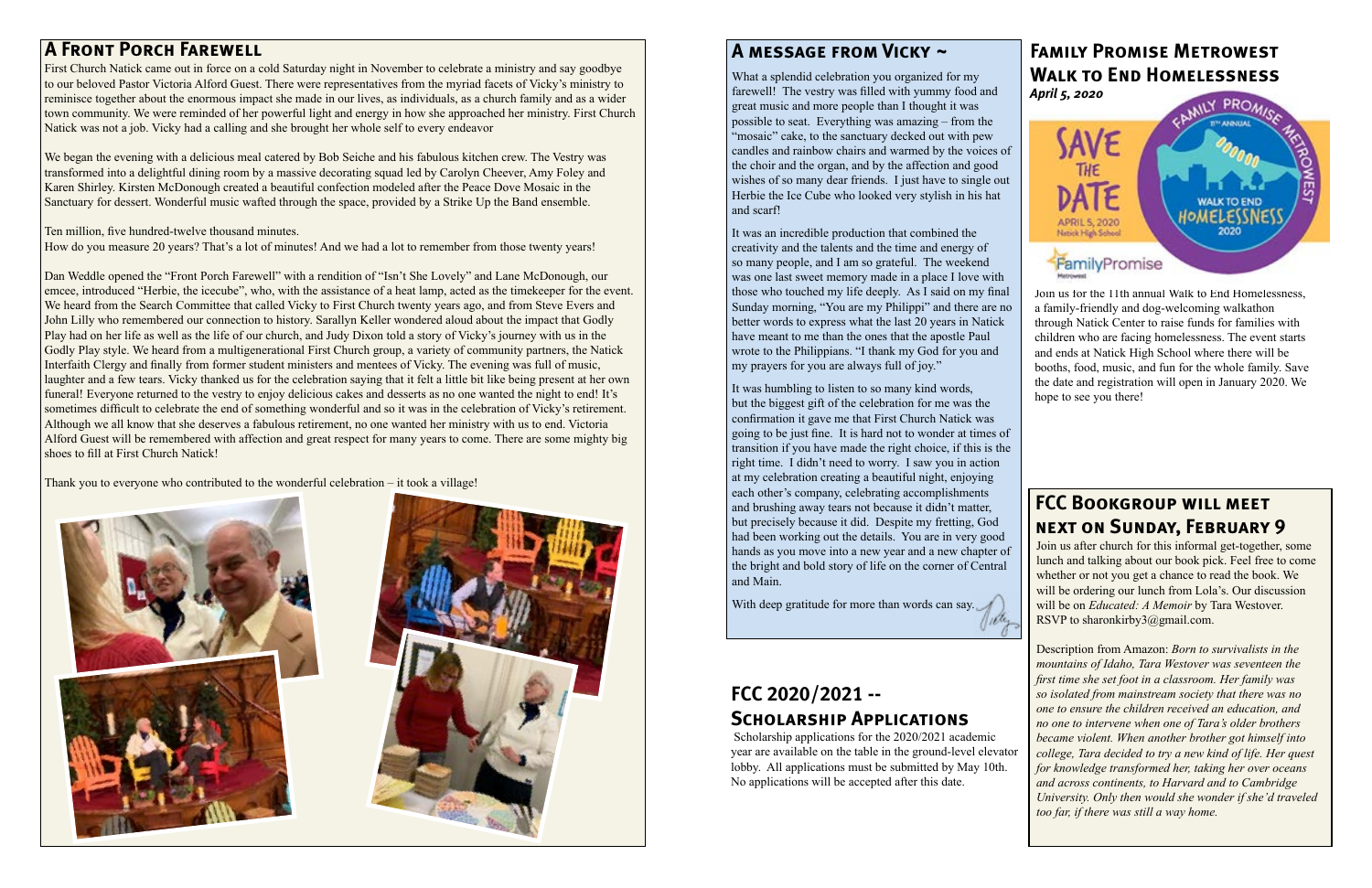## A Front Porch Farewell

First Church Natick came out in force on a cold Saturday night in November to celebrate a ministry and say goodbye to our beloved Pastor Victoria Alford Guest. There were representatives from the myriad facets of Vicky's ministry to reminisce together about the enormous impact she made in our lives, as individuals, as a church family and as a wider town community. We were reminded of her powerful light and energy in how she approached her ministry. First Church Natick was not a job. Vicky had a calling and she brought her whole self to every endeavor

We began the evening with a delicious meal catered by Bob Seiche and his fabulous kitchen crew. The Vestry was transformed into a delightful dining room by a massive decorating squad led by Carolyn Cheever, Amy Foley and Karen Shirley. Kirsten McDonough created a beautiful confection modeled after the Peace Dove Mosaic in the Sanctuary for dessert. Wonderful music wafted through the space, provided by a Strike Up the Band ensemble.

Ten million, five hundred-twelve thousand minutes.
How do you measure 20 years? That's a lot of minutes! And we had a lot to remember from those twenty years!

Dan Weddle opened the "Front Porch Farewell" with a rendition of "Isn't She Lovely" and Lane McDonough, our emcee, introduced "Herbie, the icecube", who, with the assistance of a heat lamp, acted as the timekeeper for the event. We heard from the Search Committee that called Vicky to First Church twenty years ago, and from Steve Evers and John Lilly who remembered our connection to history. Sarallyn Keller wondered aloud about the impact that Godly Play had on her life as well as the life of our church, and Judy Dixon told a story of Vicky's journey with us in the Godly Play style. We heard from a multigenerational First Church group, a variety of community partners, the Natick Interfaith Clergy and finally from former student ministers and mentees of Vicky. The evening was full of music, laughter and a few tears. Vicky thanked us for the celebration saying that it felt a little bit like being present at her own funeral! Everyone returned to the vestry to enjoy delicious cakes and desserts as no one wanted the night to end! It's sometimes difficult to celebrate the end of something wonderful and so it was in the celebration of Vicky's retirement. Although we all know that she deserves a fabulous retirement, no one wanted her ministry with us to end. Victoria Alford Guest will be remembered with affection and great respect for many years to come. There are some mighty big shoes to fill at First Church Natick!

Thank you to everyone who contributed to the wonderful celebration – it took a village!

## A message from Vicky ~

What a splendid celebration you organized for my farewell! The vestry was filled with yummy food and great music and more people than I thought it was possible to seat. Everything was amazing – from the "mosaic" cake, to the sanctuary decked out with pew candles and rainbow chairs and warmed by the voices of the choir and the organ, and by the affection and good wishes of so many dear friends. I just have to single out Herbie the Ice Cube who looked very stylish in his hat and scarf!

It was an incredible production that combined the creativity and the talents and the time and energy of so many people, and I am so grateful. The weekend was one last sweet memory made in a place I love with those who touched my life deeply. As I said on my final Sunday morning, "You are my Philippi" and there are no better words to express what the last 20 years in Natick have meant to me than the ones that the apostle Paul wrote to the Philippians. "I thank my God for you and my prayers for you are always full of joy."

It was humbling to listen to so many kind words, but the biggest gift of the celebration for me was the confirmation it gave me that First Church Natick was going to be just fine. It is hard not to wonder at times of transition if you have made the right choice, if this is the right time. I didn't need to worry. I saw you in action at my celebration creating a beautiful night, enjoying each other's company, celebrating accomplishments and brushing away tears not because it didn't matter, but precisely because it did. Despite my fretting, God had been working out the details. You are in very good hands as you move into a new year and a new chapter of the bright and bold story of life on the corner of Central and Main.

With deep gratitude for more than words can say.

## FCC 2020/2021 -- Scholarship Applications

Scholarship applications for the 2020/2021 academic year are available on the table in the ground-level elevator lobby. All applications must be submitted by May 10th. No applications will be accepted after this date.

## Family Promise Metrowest Walk to End Homelessness

***April 5, 2020***

Join us for the 11th annual Walk to End Homelessness, a family-friendly and dog-welcoming walkathon through Natick Center to raise funds for families with children who are facing homelessness. The event starts and ends at Natick High School where there will be booths, food, music, and fun for the whole family. Save the date and registration will open in January 2020. We hope to see you there!

## FCC Bookgroup will meet next on Sunday, February 9

Join us after church for this informal get-together, some lunch and talking about our book pick. Feel free to come whether or not you get a chance to read the book. We will be ordering our lunch from Lola's. Our discussion will be on *Educated: A Memoir* by Tara Westover. RSVP to sharonkirby3@gmail.com.

Description from Amazon: *Born to survivalists in the mountains of Idaho, Tara Westover was seventeen the first time she set foot in a classroom. Her family was so isolated from mainstream society that there was no one to ensure the children received an education, and no one to intervene when one of Tara's older brothers became violent. When another brother got himself into college, Tara decided to try a new kind of life. Her quest for knowledge transformed her, taking her over oceans and across continents, to Harvard and to Cambridge University. Only then would she wonder if she'd traveled too far, if there was still a way home.*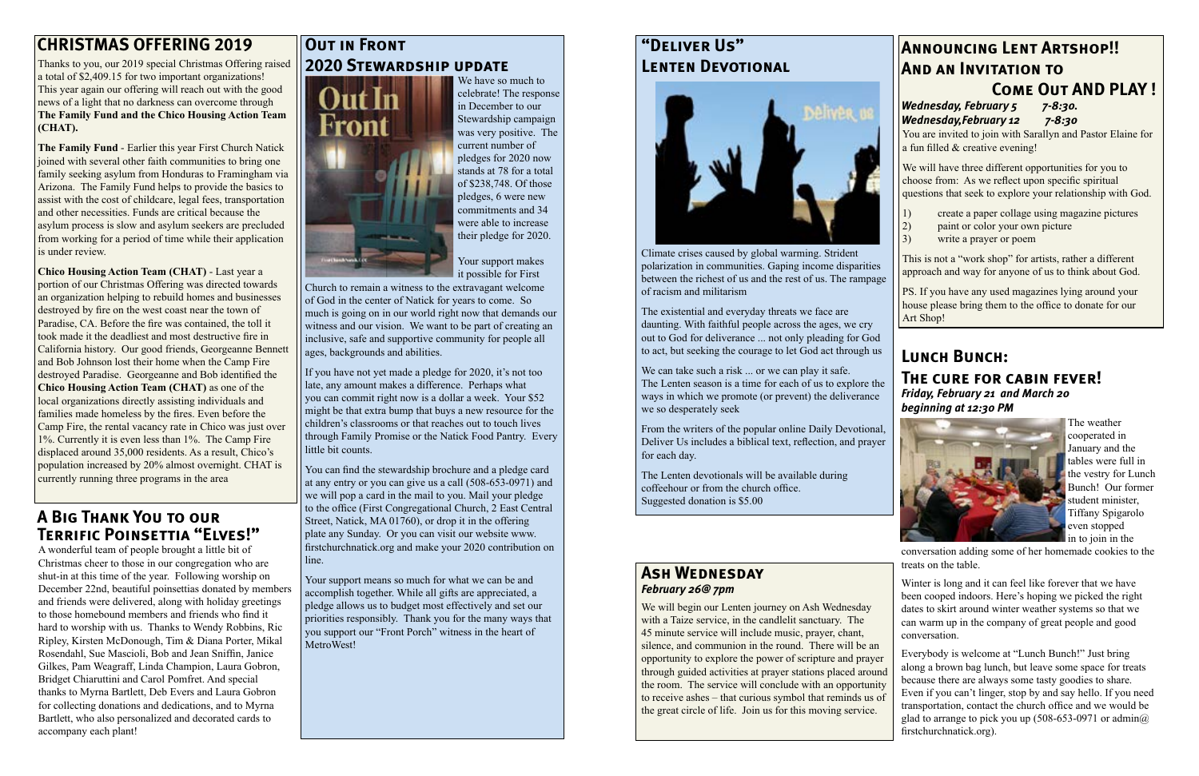## CHRISTMAS OFFERING 2019

Thanks to you, our 2019 special Christmas Offering raised a total of $2,409.15 for two important organizations! This year again our offering will reach out with the good news of a light that no darkness can overcome through **The Family Fund and the Chico Housing Action Team (CHAT).**

**The Family Fund** - Earlier this year First Church Natick joined with several other faith communities to bring one family seeking asylum from Honduras to Framingham via Arizona. The Family Fund helps to provide the basics to assist with the cost of childcare, legal fees, transportation and other necessities. Funds are critical because the asylum process is slow and asylum seekers are precluded from working for a period of time while their application is under review.

**Chico Housing Action Team (CHAT)** - Last year a portion of our Christmas Offering was directed towards an organization helping to rebuild homes and businesses destroyed by fire on the west coast near the town of Paradise, CA. Before the fire was contained, the toll it took made it the deadliest and most destructive fire in California history. Our good friends, Georgeanne Bennett and Bob Johnson lost their home when the Camp Fire destroyed Paradise. Georgeanne and Bob identified the **Chico Housing Action Team (CHAT)** as one of the local organizations directly assisting individuals and families made homeless by the fires. Even before the Camp Fire, the rental vacancy rate in Chico was just over 1%. Currently it is even less than 1%. The Camp Fire displaced around 35,000 residents. As a result, Chico's population increased by 20% almost overnight. CHAT is currently running three programs in the area

## A Big Thank You to our Terrific Poinsettia "Elves!"

A wonderful team of people brought a little bit of Christmas cheer to those in our congregation who are shut-in at this time of the year. Following worship on December 22nd, beautiful poinsettias donated by members and friends were delivered, along with holiday greetings to those homebound members and friends who find it hard to worship with us. Thanks to Wendy Robbins, Ric Ripley, Kirsten McDonough, Tim & Diana Porter, Mikal Rosendahl, Sue Mascioli, Bob and Jean Sniffin, Janice Gilkes, Pam Weagraff, Linda Champion, Laura Gobron, Bridget Chiaruttini and Carol Pomfret. And special thanks to Myrna Bartlett, Deb Evers and Laura Gobron for collecting donations and dedications, and to Myrna Bartlett, who also personalized and decorated cards to accompany each plant!

## Out in Front
## 2020 Stewardship update

We have so much to celebrate! The response in December to our Stewardship campaign was very positive. The current number of pledges for 2020 now stands at 78 for a total of $238,748. Of those pledges, 6 were new commitments and 34 were able to increase their pledge for 2020.

Your support makes it possible for First Church to remain a witness to the extravagant welcome of God in the center of Natick for years to come. So much is going on in our world right now that demands our witness and our vision. We want to be part of creating an inclusive, safe and supportive community for people all ages, backgrounds and abilities.

If you have not yet made a pledge for 2020, it's not too late, any amount makes a difference. Perhaps what you can commit right now is a dollar a week. Your $52 might be that extra bump that buys a new resource for the children's classrooms or that reaches out to touch lives through Family Promise or the Natick Food Pantry. Every little bit counts.

You can find the stewardship brochure and a pledge card at any entry or you can give us a call (508-653-0971) and we will pop a card in the mail to you. Mail your pledge to the office (First Congregational Church, 2 East Central Street, Natick, MA 01760), or drop it in the offering plate any Sunday. Or you can visit our website www.firstchurchnatick.org and make your 2020 contribution on line.

Your support means so much for what we can be and accomplish together. While all gifts are appreciated, a pledge allows us to budget most effectively and set our priorities responsibly. Thank you for the many ways that you support our "Front Porch" witness in the heart of MetroWest!

## "Deliver Us" Lenten Devotional

Climate crises caused by global warming. Strident polarization in communities. Gaping income disparities between the richest of us and the rest of us. The rampage of racism and militarism

The existential and everyday threats we face are daunting. With faithful people across the ages, we cry out to God for deliverance ... not only pleading for God to act, but seeking the courage to let God act through us

We can take such a risk ... or we can play it safe. The Lenten season is a time for each of us to explore the ways in which we promote (or prevent) the deliverance we so desperately seek

From the writers of the popular online Daily Devotional, Deliver Us includes a biblical text, reflection, and prayer for each day.

The Lenten devotionals will be available during coffeehour or from the church office.
Suggested donation is $5.00

## Ash Wednesday
***February 26@ 7pm***

We will begin our Lenten journey on Ash Wednesday with a Taize service, in the candlelit sanctuary. The 45 minute service will include music, prayer, chant, silence, and communion in the round. There will be an opportunity to explore the power of scripture and prayer through guided activities at prayer stations placed around the room. The service will conclude with an opportunity to receive ashes – that curious symbol that reminds us of the great circle of life. Join us for this moving service.

## Announcing Lent Artshop!! And an Invitation to Come Out AND PLAY !

***Wednesday, February 5 7-8:30.***
***Wednesday,February 12 7-8:30***

You are invited to join with Sarallyn and Pastor Elaine for a fun filled & creative evening!

We will have three different opportunities for you to choose from: As we reflect upon specific spiritual questions that seek to explore your relationship with God.

1) create a paper collage using magazine pictures
2) paint or color your own picture
3) write a prayer or poem

This is not a "work shop" for artists, rather a different approach and way for anyone of us to think about God.

PS. If you have any used magazines lying around your house please bring them to the office to donate for our Art Shop!

## Lunch Bunch: The cure for cabin fever!
***Friday, February 21 and March 20 beginning at 12:30 PM***

The weather cooperated in January and the tables were full in the vestry for Lunch Bunch! Our former student minister, Tiffany Spigarolo even stopped in to join in the conversation adding some of her homemade cookies to the treats on the table.

Winter is long and it can feel like forever that we have been cooped indoors. Here's hoping we picked the right dates to skirt around winter weather systems so that we can warm up in the company of great people and good conversation.

Everybody is welcome at "Lunch Bunch!" Just bring along a brown bag lunch, but leave some space for treats because there are always some tasty goodies to share. Even if you can't linger, stop by and say hello. If you need transportation, contact the church office and we would be glad to arrange to pick you up (508-653-0971 or admin@firstchurchnatick.org).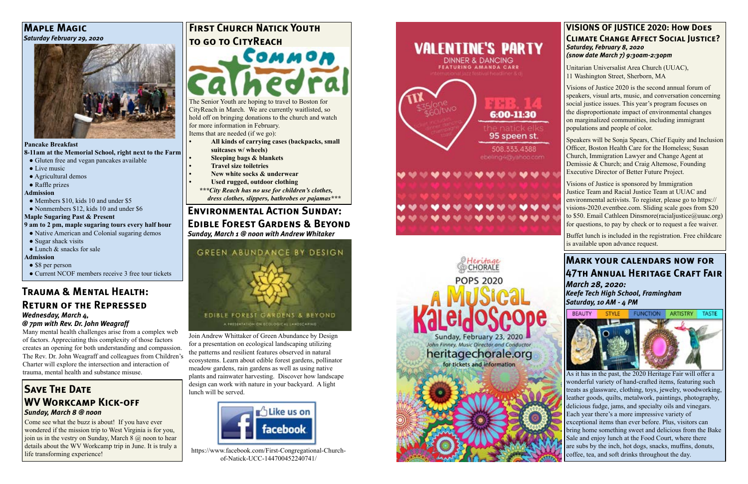## Maple Magic

***Saturday February 29, 2020***

**Pancake Breakfast**

**8-11am at the Memorial School, right next to the Farm**

- Gluten free and vegan pancakes available
- Live music
- Agricultural demos
- Raffle prizes

**Admission**

- Members $10, kids 10 and under $5
- Nonmembers $12, kids 10 and under $6

**Maple Sugaring Past & Present**

**9 am to 2 pm, maple sugaring tours every half hour**

- Native American and Colonial sugaring demos
- Sugar shack visits
- Lunch & snacks for sale

**Admission**

- $8 per person
- Current NCOF members receive 3 free tour tickets

## Trauma & Mental Health: Return of the Repressed

***Wednesday, March 4,***
***@ 7pm with Rev. Dr. John Weagraff***

Many mental health challenges arise from a complex web of factors. Appreciating this complexity of those factors creates an opening for both understanding and compassion. The Rev. Dr. John Weagraff and colleagues from Children's Charter will explore the intersection and interaction of trauma, mental health and substance misuse.

## Save The Date
## WV Workcamp Kick-off

***Sunday, March 8 @ noon***

Come see what the buzz is about! If you have ever wondered if the mission trip to West Virginia is for you, join us in the vestry on Sunday, March 8 @ noon to hear details about the WV Workcamp trip in June. It is truly a life transforming experience!

## First Church Natick Youth to go to CityReach

Common Cathedral

The Senior Youth are hoping to travel to Boston for CityReach in March. We are currently waitlisted, so hold off on bringing donations to the church and watch for more information in February.
Items that are needed (if we go):

- **All kinds of carrying cases (backpacks, small suitcases w/ wheels)**
- **Sleeping bags & blankets**
- **Travel size toiletries**
- **New white socks & underwear**
- **Used rugged, outdoor clothing**

***\*\*\*City Reach has no use for children's clothes, dress clothes, slippers, bathrobes or pajamas\*\*\****

## Environmental Action Sunday: Edible Forest Gardens & Beyond

***Sunday, March 1 @ noon with Andrew Whitaker***

GREEN ABUNDANCE BY DESIGN

EDIBLE FOREST GARDENS & BEYOND

A PRESENTATION ON ECOLOGICAL LANDSCAPING

Join Andrew Whittaker of Green Abundance by Design for a presentation on ecological landscaping utilizing the patterns and resilient features observed in natural ecosystems. Learn about edible forest gardens, pollinator meadow gardens, rain gardens as well as using native plants and rainwater harvesting. Discover how landscape design can work with nature in your backyard. A light lunch will be served.

Like us on facebook

https://www.facebook.com/First-Congregational-Church-of-Natick-UCC-144700452240741/

**VALENTINE'S PARTY**
DINNER & DANCING
FEATURING AMANDA CARR
international jazz festival headliner & dj

TIX $35/one $60/two
ticket includes dinner dancing champagne toast

FEB. 14
6:00-11:30
the natick elks
95 speen st.
508.333.4388
ebeling4@yahoo.com

Heritage Chorale
POPS 2020
**A Musical Kaleidoscope**
Sunday, February 23, 2020
John Finney, Music Director and Conductor
heritagechorale.org
for tickets and information

## Visions of Justice 2020: How Does Climate Change Affect Social Justice?

***Saturday, February 8, 2020***
***(snow date March 7) 9:30am-2:30pm***

Unitarian Universalist Area Church (UUAC),
11 Washington Street, Sherborn, MA

Visions of Justice 2020 is the second annual forum of speakers, visual arts, music, and conversation concerning social justice issues. This year's program focuses on the disproportionate impact of environmental changes on marginalized communities, including immigrant populations and people of color.

Speakers will be Sonja Spears, Chief Equity and Inclusion Officer, Boston Health Care for the Homeless; Susan Church, Immigration Lawyer and Change Agent at Demissie & Church; and Craig Altemose, Founding Executive Director of Better Future Project.

Visions of Justice is sponsored by Immigration Justice Team and Racial Justice Team at UUAC and environmental activists. To register, please go to https://visions-2020.eventbee.com. Sliding scale goes from $20 to $50. Email Cathleen Dinsmore(racialjustice@uuac.org) for questions, to pay by check or to request a fee waiver.

Buffet lunch is included in the registration. Free childcare is available upon advance request.

## Mark your calendars now for 47th Annual Heritage Craft Fair

***March 28, 2020:***
***Keefe Tech High School, Framingham***
***Saturday, 10 AM - 4 PM***

BEAUTY | STYLE | FUNCTION | ARTISTRY | TASTE

As it has in the past, the 2020 Heritage Fair will offer a wonderful variety of hand-crafted items, featuring such treats as glassware, clothing, toys, jewelry, woodworking, leather goods, quilts, metalwork, paintings, photography, delicious fudge, jams, and specialty oils and vinegars. Each year there's a more impressive variety of exceptional items than ever before. Plus, visitors can bring home something sweet and delicious from the Bake Sale and enjoy lunch at the Food Court, where there are subs by the inch, hot dogs, snacks, muffins, donuts, coffee, tea, and soft drinks throughout the day.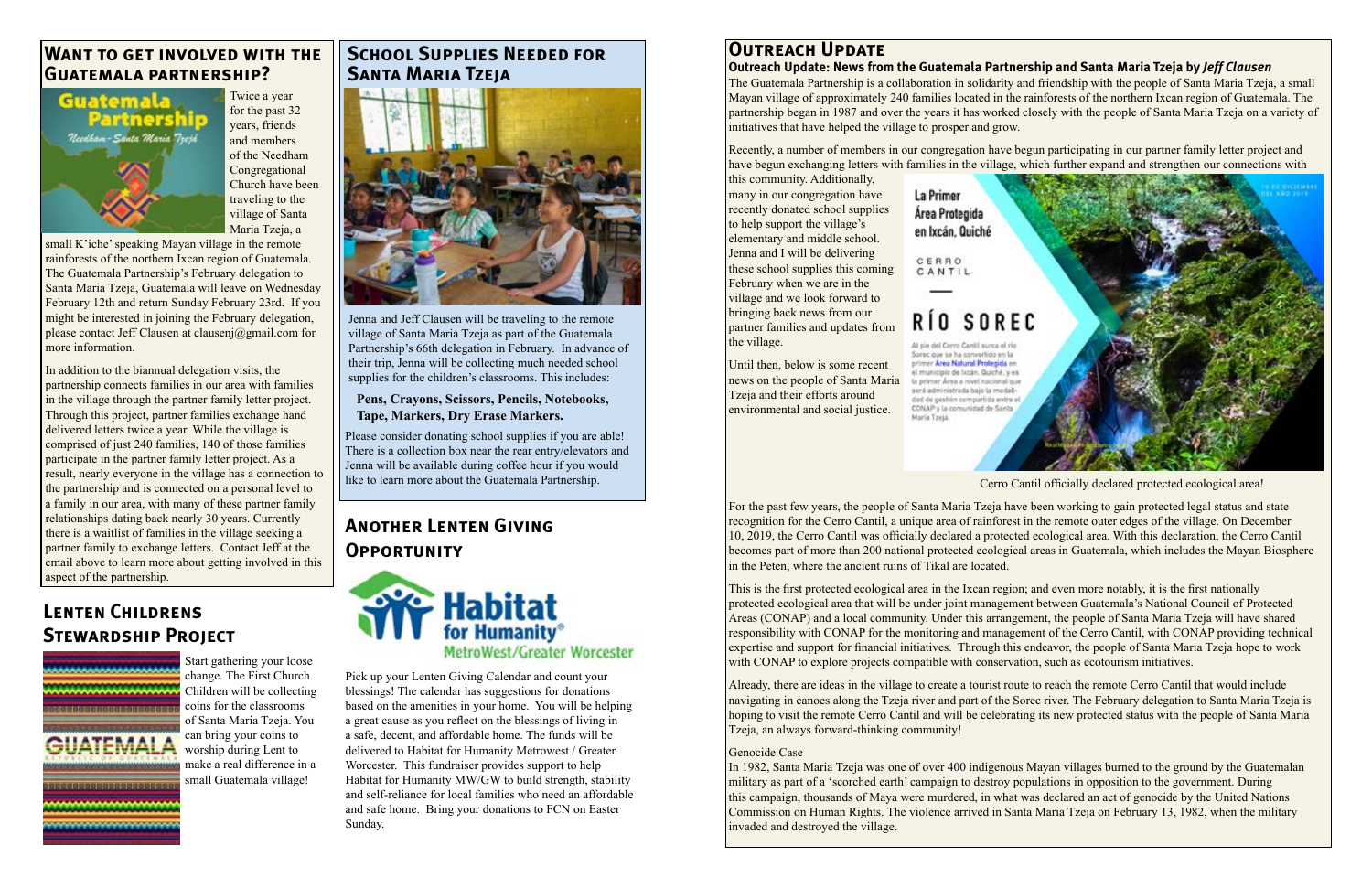## Want to get involved with the Guatemala partnership?

Twice a year for the past 32 years, friends and members of the Needham Congregational Church have been traveling to the village of Santa Maria Tzeja, a small K'iche' speaking Mayan village in the remote rainforests of the northern Ixcan region of Guatemala. The Guatemala Partnership's February delegation to Santa Maria Tzeja, Guatemala will leave on Wednesday February 12th and return Sunday February 23rd. If you might be interested in joining the February delegation, please contact Jeff Clausen at clausenj@gmail.com for more information.

In addition to the biannual delegation visits, the partnership connects families in our area with families in the village through the partner family letter project. Through this project, partner families exchange hand delivered letters twice a year. While the village is comprised of just 240 families, 140 of those families participate in the partner family letter project. As a result, nearly everyone in the village has a connection to the partnership and is connected on a personal level to a family in our area, with many of these partner family relationships dating back nearly 30 years. Currently there is a waitlist of families in the village seeking a partner family to exchange letters. Contact Jeff at the email above to learn more about getting involved in this aspect of the partnership.

## Lenten Childrens Stewardship Project

Start gathering your loose change. The First Church Children will be collecting coins for the classrooms of Santa Maria Tzeja. You can bring your coins to worship during Lent to make a real difference in a small Guatemala village!

## School Supplies Needed for Santa Maria Tzeja

Jenna and Jeff Clausen will be traveling to the remote village of Santa Maria Tzeja as part of the Guatemala Partnership's 66th delegation in February. In advance of their trip, Jenna will be collecting much needed school supplies for the children's classrooms. This includes:

**Pens, Crayons, Scissors, Pencils, Notebooks, Tape, Markers, Dry Erase Markers.**

Please consider donating school supplies if you are able! There is a collection box near the rear entry/elevators and Jenna will be available during coffee hour if you would like to learn more about the Guatemala Partnership.

## Another Lenten Giving Opportunity

Pick up your Lenten Giving Calendar and count your blessings! The calendar has suggestions for donations based on the amenities in your home. You will be helping a great cause as you reflect on the blessings of living in a safe, decent, and affordable home. The funds will be delivered to Habitat for Humanity Metrowest / Greater Worcester. This fundraiser provides support to help Habitat for Humanity MW/GW to build strength, stability and self-reliance for local families who need an affordable and safe home. Bring your donations to FCN on Easter Sunday.

## Outreach Update

### Outreach Update: News from the Guatemala Partnership and Santa Maria Tzeja by *Jeff Clausen*

The Guatemala Partnership is a collaboration in solidarity and friendship with the people of Santa Maria Tzeja, a small Mayan village of approximately 240 families located in the rainforests of the northern Ixcan region of Guatemala. The partnership began in 1987 and over the years it has worked closely with the people of Santa Maria Tzeja on a variety of initiatives that have helped the village to prosper and grow.

Recently, a number of members in our congregation have begun participating in our partner family letter project and have begun exchanging letters with families in the village, which further expand and strengthen our connections with this community. Additionally, many in our congregation have recently donated school supplies to help support the village's elementary and middle school. Jenna and I will be delivering these school supplies this coming February when we are in the village and we look forward to bringing back news from our partner families and updates from the village.

Until then, below is some recent news on the people of Santa Maria Tzeja and their efforts around environmental and social justice.

Cerro Cantil officially declared protected ecological area!

For the past few years, the people of Santa Maria Tzeja have been working to gain protected legal status and state recognition for the Cerro Cantil, a unique area of rainforest in the remote outer edges of the village. On December 10, 2019, the Cerro Cantil was officially declared a protected ecological area. With this declaration, the Cerro Cantil becomes part of more than 200 national protected ecological areas in Guatemala, which includes the Mayan Biosphere in the Peten, where the ancient ruins of Tikal are located.

This is the first protected ecological area in the Ixcan region; and even more notably, it is the first nationally protected ecological area that will be under joint management between Guatemala's National Council of Protected Areas (CONAP) and a local community. Under this arrangement, the people of Santa Maria Tzeja will have shared responsibility with CONAP for the monitoring and management of the Cerro Cantil, with CONAP providing technical expertise and support for financial initiatives. Through this endeavor, the people of Santa Maria Tzeja hope to work with CONAP to explore projects compatible with conservation, such as ecotourism initiatives.

Already, there are ideas in the village to create a tourist route to reach the remote Cerro Cantil that would include navigating in canoes along the Tzeja river and part of the Sorec river. The February delegation to Santa Maria Tzeja is hoping to visit the remote Cerro Cantil and will be celebrating its new protected status with the people of Santa Maria Tzeja, an always forward-thinking community!

Genocide Case

In 1982, Santa Maria Tzeja was one of over 400 indigenous Mayan villages burned to the ground by the Guatemalan military as part of a 'scorched earth' campaign to destroy populations in opposition to the government. During this campaign, thousands of Maya were murdered, in what was declared an act of genocide by the United Nations Commission on Human Rights. The violence arrived in Santa Maria Tzeja on February 13, 1982, when the military invaded and destroyed the village.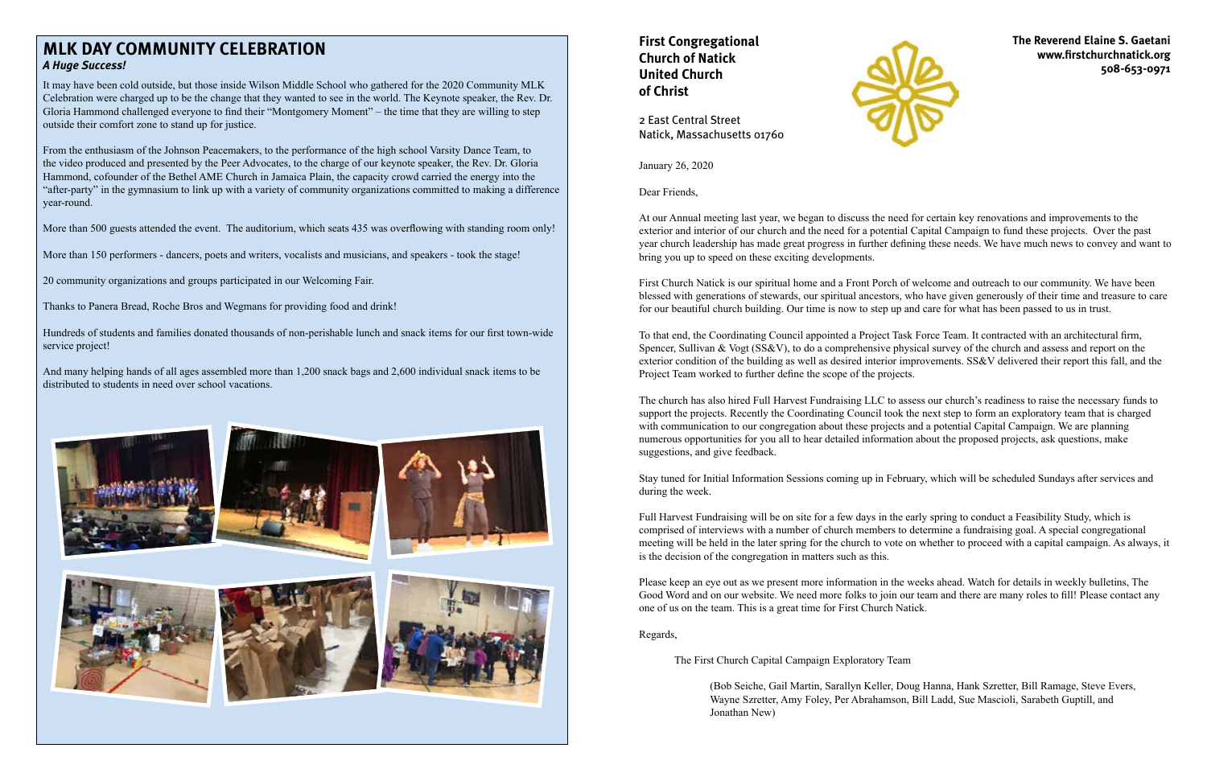## MLK DAY COMMUNITY CELEBRATION

***A Huge Success!***

It may have been cold outside, but those inside Wilson Middle School who gathered for the 2020 Community MLK Celebration were charged up to be the change that they wanted to see in the world. The Keynote speaker, the Rev. Dr. Gloria Hammond challenged everyone to find their "Montgomery Moment" – the time that they are willing to step outside their comfort zone to stand up for justice.

From the enthusiasm of the Johnson Peacemakers, to the performance of the high school Varsity Dance Team, to the video produced and presented by the Peer Advocates, to the charge of our keynote speaker, the Rev. Dr. Gloria Hammond, cofounder of the Bethel AME Church in Jamaica Plain, the capacity crowd carried the energy into the "after-party" in the gymnasium to link up with a variety of community organizations committed to making a difference year-round.

More than 500 guests attended the event. The auditorium, which seats 435 was overflowing with standing room only!

More than 150 performers - dancers, poets and writers, vocalists and musicians, and speakers - took the stage!

20 community organizations and groups participated in our Welcoming Fair.

Thanks to Panera Bread, Roche Bros and Wegmans for providing food and drink!

Hundreds of students and families donated thousands of non-perishable lunch and snack items for our first town-wide service project!

And many helping hands of all ages assembled more than 1,200 snack bags and 2,600 individual snack items to be distributed to students in need over school vacations.

**First Congregational Church of Natick United Church of Christ**

2 East Central Street
Natick, Massachusetts 01760

**The Reverend Elaine S. Gaetani**
**www.firstchurchnatick.org**
**508-653-0971**

January 26, 2020

Dear Friends,

At our Annual meeting last year, we began to discuss the need for certain key renovations and improvements to the exterior and interior of our church and the need for a potential Capital Campaign to fund these projects. Over the past year church leadership has made great progress in further defining these needs. We have much news to convey and want to bring you up to speed on these exciting developments.

First Church Natick is our spiritual home and a Front Porch of welcome and outreach to our community. We have been blessed with generations of stewards, our spiritual ancestors, who have given generously of their time and treasure to care for our beautiful church building. Our time is now to step up and care for what has been passed to us in trust.

To that end, the Coordinating Council appointed a Project Task Force Team. It contracted with an architectural firm, Spencer, Sullivan & Vogt (SS&V), to do a comprehensive physical survey of the church and assess and report on the exterior condition of the building as well as desired interior improvements. SS&V delivered their report this fall, and the Project Team worked to further define the scope of the projects.

The church has also hired Full Harvest Fundraising LLC to assess our church's readiness to raise the necessary funds to support the projects. Recently the Coordinating Council took the next step to form an exploratory team that is charged with communication to our congregation about these projects and a potential Capital Campaign. We are planning numerous opportunities for you all to hear detailed information about the proposed projects, ask questions, make suggestions, and give feedback.

Stay tuned for Initial Information Sessions coming up in February, which will be scheduled Sundays after services and during the week.

Full Harvest Fundraising will be on site for a few days in the early spring to conduct a Feasibility Study, which is comprised of interviews with a number of church members to determine a fundraising goal. A special congregational meeting will be held in the later spring for the church to vote on whether to proceed with a capital campaign. As always, it is the decision of the congregation in matters such as this.

Please keep an eye out as we present more information in the weeks ahead. Watch for details in weekly bulletins, The Good Word and on our website. We need more folks to join our team and there are many roles to fill! Please contact any one of us on the team. This is a great time for First Church Natick.

Regards,

The First Church Capital Campaign Exploratory Team

(Bob Seiche, Gail Martin, Sarallyn Keller, Doug Hanna, Hank Szretter, Bill Ramage, Steve Evers, Wayne Szretter, Amy Foley, Per Abrahamson, Bill Ladd, Sue Mascioli, Sarabeth Guptill, and Jonathan New)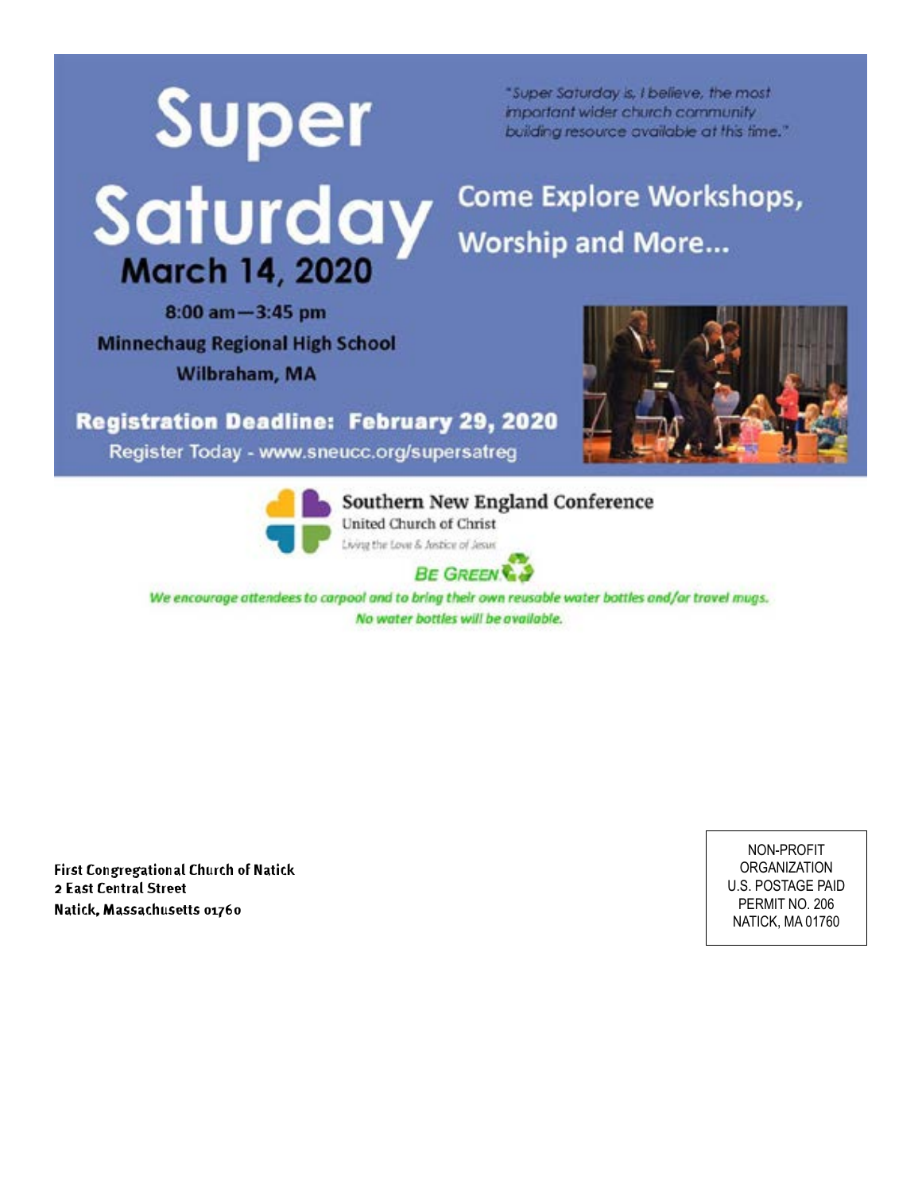# Super Saturday

## March 14, 2020

*"Super Saturday is, I believe, the most important wider church community building resource available at this time."*

**Come Explore Workshops, Worship and More...**

**8:00 am—3:45 pm**
**Minnechaug Regional High School**
**Wilbraham, MA**

**Registration Deadline: February 29, 2020**

Register Today - www.sneucc.org/supersatreg

**Southern New England Conference**
United Church of Christ
*Living the Love & Justice of Jesus*

**BE GREEN**

*We encourage attendees to carpool and to bring their own reusable water bottles and/or travel mugs.*
*No water bottles will be available.*

**First Congregational Church of Natick**
**2 East Central Street**
**Natick, Massachusetts 01760**

NON-PROFIT
ORGANIZATION
U.S. POSTAGE PAID
PERMIT NO. 206
NATICK, MA 01760